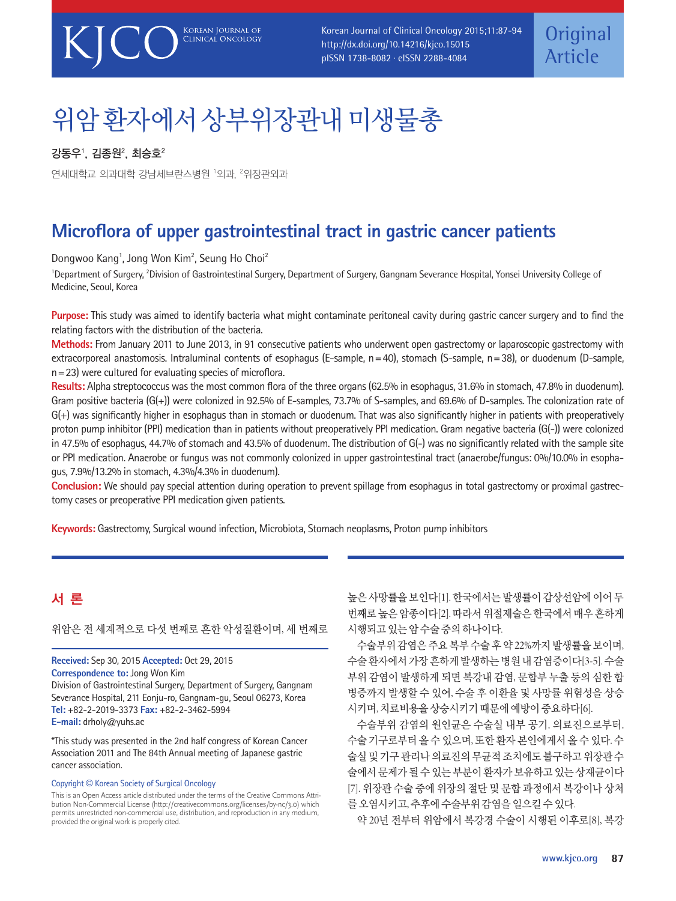Original Article

# 위암 환자에서 상부위장관내 미생물총

**강동우[1], 김종원[2], 최승호[2]**

연세대학교 의과대학 강남세브란스병원 [1]외과, [2]위장관외과

# Microflora of upper gastrointestinal tract in gastric cancer patients

Dongwoo Kang[1], Jong Won Kim[2], Seung Ho Choi[2]

[1]Department of Surgery, [2]Division of Gastrointestinal Surgery, Department of Surgery, Gangnam Severance Hospital, Yonsei University College of Medicine, Seoul, Korea

**Purpose:** This study was aimed to identify bacteria what might contaminate peritoneal cavity during gastric cancer surgery and to find the relating factors with the distribution of the bacteria.

**Methods:** From January 2011 to June 2013, in 91 consecutive patients who underwent open gastrectomy or laparoscopic gastrectomy with extracorporeal anastomosis. Intraluminal contents of esophagus (E-sample, n=40), stomach (S-sample, n=38), or duodenum (D-sample, n=23) were cultured for evaluating species of microflora.

**Results:** Alpha streptococcus was the most common flora of the three organs (62.5% in esophagus, 31.6% in stomach, 47.8% in duodenum). Gram positive bacteria (G(+)) were colonized in 92.5% of E-samples, 73.7% of S-samples, and 69.6% of D-samples. The colonization rate of G(+) was significantly higher in esophagus than in stomach or duodenum. That was also significantly higher in patients with preoperatively proton pump inhibitor (PPI) medication than in patients without preoperatively PPI medication. Gram negative bacteria (G(-)) were colonized in 47.5% of esophagus, 44.7% of stomach and 43.5% of duodenum. The distribution of G(-) was no significantly related with the sample site or PPI medication. Anaerobe or fungus was not commonly colonized in upper gastrointestinal tract (anaerobe/fungus: 0%/10.0% in esophagus, 7.9%/13.2% in stomach, 4.3%/4.3% in duodenum).

**Conclusion:** We should pay special attention during operation to prevent spillage from esophagus in total gastrectomy or proximal gastrectomy cases or preoperative PPI medication given patients.

**Keywords:** Gastrectomy, Surgical wound infection, Microbiota, Stomach neoplasms, Proton pump inhibitors

## 서 론

위암은 전 세계적으로 다섯 번째로 흔한 악성질환이며, 세 번째로 높은 사망률을 보인다[1]. 한국에서는 발생률이 갑상선암에 이어 두 번째로 높은 암종이다[2]. 따라서 위절제술은 한국에서 매우 흔하게 시행되고 있는 암 수술 중의 하나이다.

수술부위 감염은 주요 복부 수술 후 약 22%까지 발생률을 보이며, 수술 환자에서 가장 흔하게 발생하는 병원 내 감염증이다[3-5]. 수술부위 감염이 발생하게 되면 복강내 감염, 문합부 누출 등의 심한 합병증까지 발생할 수 있어, 수술 후 이환율 및 사망률 위험성을 상승시키며, 치료비용을 상승시키기 때문에 예방이 중요하다[6].

수술부위 감염의 원인균은 수술실 내부 공기, 의료진으로부터, 수술 기구로부터 올 수 있으며, 또한 환자 본인에게서 올 수 있다. 수술실 및 기구 관리나 의료진의 무균적 조치에도 불구하고 위장관 수술에서 문제가 될 수 있는 부분이 환자가 보유하고 있는 상재균이다[7]. 위장관 수술 중에 위장의 절단 및 문합 과정에서 복강이나 상처를 오염시키고, 추후에 수술부위 감염을 일으킬 수 있다.

약 20년 전부터 위암에서 복강경 수술이 시행된 이후로[8], 복강

**Received:** Sep 30, 2015 **Accepted:** Oct 29, 2015
**Correspondence to:** Jong Won Kim
Division of Gastrointestinal Surgery, Department of Surgery, Gangnam Severance Hospital, 211 Eonju-ro, Gangnam-gu, Seoul 06273, Korea
**Tel:** +82-2-2019-3373 **Fax:** +82-2-3462-5994
**E-mail:** drholy@yuhs.ac

*This study was presented in the 2nd half congress of Korean Cancer Association 2011 and The 84th Annual meeting of Japanese gastric cancer association.

Copyright © Korean Society of Surgical Oncology

This is an Open Access article distributed under the terms of the Creative Commons Attribution Non-Commercial License (http://creativecommons.org/licenses/by-nc/3.0) which permits unrestricted non-commercial use, distribution, and reproduction in any medium, provided the original work is properly cited.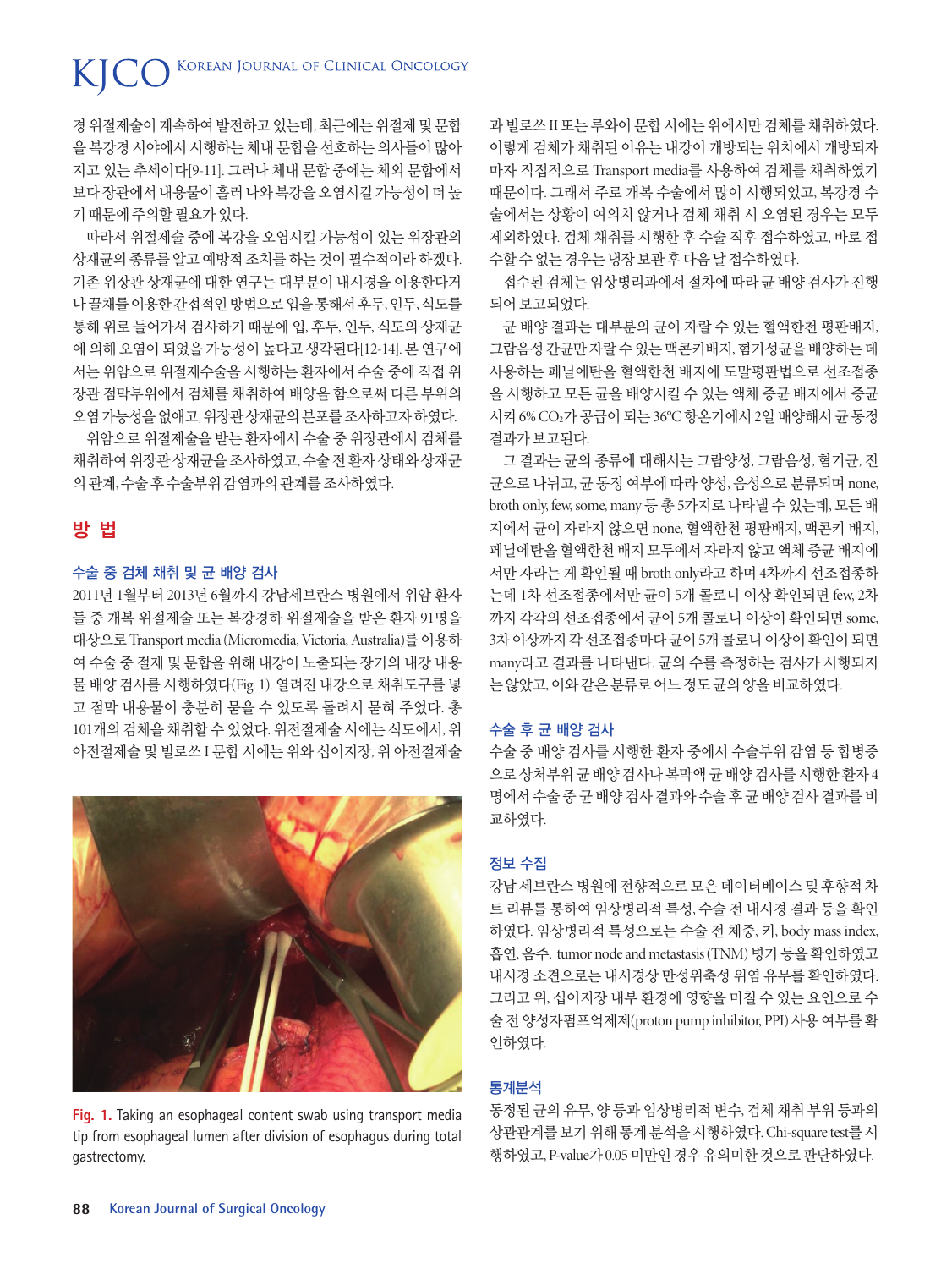경 위절제술이 계속하여 발전하고 있는데, 최근에는 위절제 및 문합을 복강경 시야에서 시행하는 체내 문합을 선호하는 의사들이 많아지고 있는 추세이다[9-11]. 그러나 체내 문합 중에는 체외 문합에서보다 장관에서 내용물이 흘러 나와 복강을 오염시킬 가능성이 더 높기 때문에 주의할 필요가 있다.

따라서 위절제술 중에 복강을 오염시킬 가능성이 있는 위장관의 상재균의 종류를 알고 예방적 조치를 하는 것이 필수적이라 하겠다. 기존 위장관 상재균에 대한 연구는 대부분이 내시경을 이용한다거나 끌채를 이용한 간접적인 방법으로 입을 통해서 후두, 인두, 식도를 통해 위로 들어가서 검사하기 때문에 입, 후두, 인두, 식도의 상재균에 의해 오염이 되었을 가능성이 높다고 생각된다[12-14]. 본 연구에서는 위암으로 위절제수술을 시행하는 환자에서 수술 중에 직접 위장관 점막부위에서 검체를 채취하여 배양을 함으로써 다른 부위의 오염 가능성을 없애고, 위장관 상재균의 분포를 조사하고자 하였다.

위암으로 위절제술을 받는 환자에서 수술 중 위장관에서 검체를 채취하여 위장관 상재균을 조사하였고, 수술 전 환자 상태와 상재균의 관계, 수술 후 수술부위 감염과의 관계를 조사하였다.

## 방 법

### 수술 중 검체 채취 및 균 배양 검사

2011년 1월부터 2013년 6월까지 강남세브란스 병원에서 위암 환자들 중 개복 위절제술 또는 복강경하 위절제술을 받은 환자 91명을 대상으로 Transport media (Micromedia, Victoria, Australia)를 이용하여 수술 중 절제 및 문합을 위해 내강이 노출되는 장기의 내강 내용물 배양 검사를 시행하였다(Fig. 1). 열려진 내강으로 채취도구를 넣고 점막 내용물이 충분히 묻을 수 있도록 돌려서 묻혀 주었다. 총 101개의 검체를 채취할 수 있었다. 위전절제술 시에는 식도에서, 위아전절제술 및 빌로쓰 I 문합 시에는 위와 십이지장, 위 아전절제술과 빌로쓰 II 또는 루와이 문합 시에는 위에서만 검체를 채취하였다. 이렇게 검체가 채취된 이유는 내강이 개방되는 위치에서 개방되자마자 직접적으로 Transport media를 사용하여 검체를 채취하였기 때문이다. 그래서 주로 개복 수술에서 많이 시행되었고, 복강경 수술에서는 상황이 여의치 않거나 검체 채취 시 오염된 경우는 모두 제외하였다. 검체 채취를 시행한 후 수술 직후 접수하였고, 바로 접수할 수 없는 경우는 냉장 보관후 다음 날 접수하였다.

Fig. 1. Taking an esophageal content swab using transport media tip from esophageal lumen after division of esophagus during total gastrectomy.

접수된 검체는 임상병리과에서 절차에 따라 균 배양 검사가 진행되어 보고되었다.

균 배양 결과는 대부분의 균이 자랄 수 있는 혈액한천 평판배지, 그람음성 간균만 자랄 수 있는 맥콘키배지, 혐기성균을 배양하는 데 사용하는 페닐에탄올 혈액한천 배지에 도말평판법으로 선조접종을 시행하고 모든 균을 배양시킬 수 있는 액체 증균 배지에서 증균시켜 6% $CO_2$가 공급이 되는 36°C 항온기에서 2일 배양해서 균 동정 결과가 보고된다.

그 결과는 균의 종류에 대해서는 그람양성, 그람음성, 혐기균, 진균으로 나뉘고, 균 동정 여부에 따라 양성, 음성으로 분류되며 none, broth only, few, some, many 등 총 5가지로 나타낼 수 있는데, 모든 배지에서 균이 자라지 않으면 none, 혈액한천 평판배지, 맥콘키 배지, 페닐에탄올 혈액한천 배지 모두에서 자라지 않고 액체 증균 배지에서만 자라는 게 확인될 때 broth only라고 하며 4차까지 선조접종하는데 1차 선조접종에서만 균이 5개 콜로니 이상 확인되면 few, 2차까지 각각의 선조접종에서 균이 5개 콜로니 이상이 확인되면 some, 3차 이상까지 각 선조접종마다 균이 5개 콜로니 이상이 확인이 되면 many라고 결과를 나타낸다. 균의 수를 측정하는 검사가 시행되지는 않았고, 이와 같은 분류로 어느 정도 균의 양을 비교하였다.

### 수술 후 균 배양 검사

수술 중 배양 검사를 시행한 환자 중에서 수술부위 감염 등 합병증으로 상처부위 균 배양 검사나 복막액 균 배양 검사를 시행한 환자 4명에서 수술 중 균 배양 검사 결과와 수술 후 균 배양 검사 결과를 비교하였다.

### 정보 수집

강남 세브란스 병원에 전향적으로 모은 데이터베이스 및 후향적 차트 리뷰를 통하여 임상병리적 특성, 수술 전 내시경 결과 등을 확인하였다. 임상병리적 특성으로는 수술 전 체중, 키, body mass index, 흡연, 음주, tumor node and metastasis (TNM) 병기 등을 확인하였고 내시경 소견으로는 내시경상 만성위축성 위염 유무를 확인하였다. 그리고 위, 십이지장 내부 환경에 영향을 미칠 수 있는 요인으로 수술 전 양성자펌프억제제(proton pump inhibitor, PPI) 사용 여부를 확인하였다.

### 통계분석

동정된 균의 유무, 양 등과 임상병리적 변수, 검체 채취 부위 등과의 상관관계를 보기 위해 통계 분석을 시행하였다. Chi-square test를 시행하였고, P-value가 0.05 미만인 경우 유의미한 것으로 판단하였다.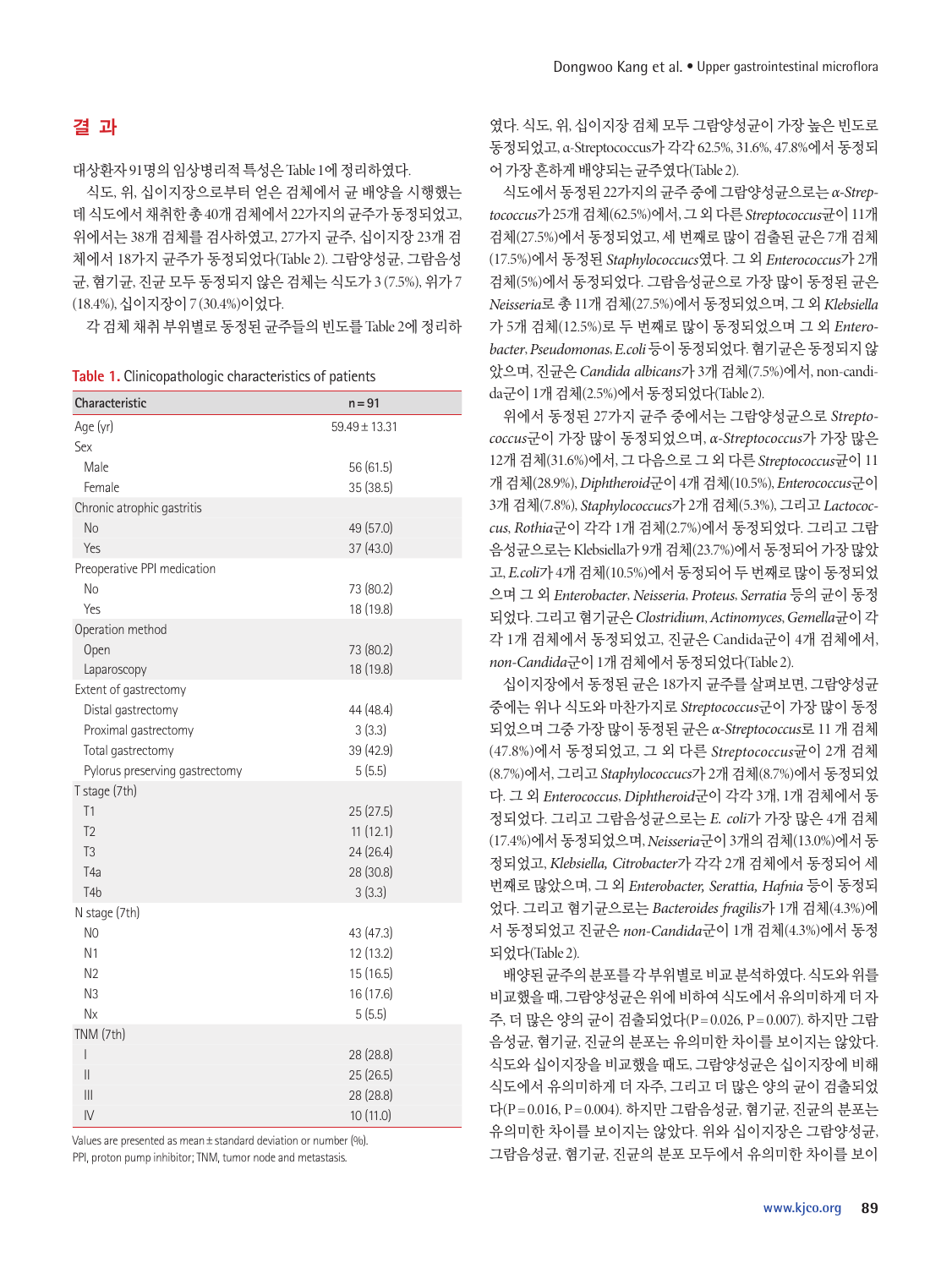## 결 과

대상환자 91명의 임상병리적 특성은 Table 1에 정리하였다.

식도, 위, 십이지장으로부터 얻은 검체에서 균 배양을 시행했는데 식도에서 채취한 총 40개 검체에서 22가지의 균주가 동정되었고, 위에서는 38개 검체를 검사하였고, 27가지 균주, 십이지장 23개 검체에서 18가지 균주가 동정되었다(Table 2). 그람양성균, 그람음성균, 혐기균, 진균 모두 동정되지 않은 검체는 식도가 3 (7.5%), 위가 7 (18.4%), 십이지장이 7 (30.4%)이었다.

각 검체 채취 부위별로 동정된 균주들의 빈도를 Table 2에 정리하였다. 식도, 위, 십이지장 검체 모두 그람양성균이 가장 높은 빈도로 동정되었고, α-Streptococcus가 각각 62.5%, 31.6%, 47.8%에서 동정되어 가장 흔하게 배양되는 균주였다(Table 2).

Table 1. Clinicopathologic characteristics of patients

| Characteristic | n=91 |
|---|---|
| Age (yr) | 59.49±13.31 |
| Sex | |
| Male | 56 (61.5) |
| Female | 35 (38.5) |
| Chronic atrophic gastritis | |
| No | 49 (57.0) |
| Yes | 37 (43.0) |
| Preoperative PPI medication | |
| No | 73 (80.2) |
| Yes | 18 (19.8) |
| Operation method | |
| Open | 73 (80.2) |
| Laparoscopy | 18 (19.8) |
| Extent of gastrectomy | |
| Distal gastrectomy | 44 (48.4) |
| Proximal gastrectomy | 3 (3.3) |
| Total gastrectomy | 39 (42.9) |
| Pylorus preserving gastrectomy | 5 (5.5) |
| T stage (7th) | |
| T1 | 25 (27.5) |
| T2 | 11 (12.1) |
| T3 | 24 (26.4) |
| T4a | 28 (30.8) |
| T4b | 3 (3.3) |
| N stage (7th) | |
| N0 | 43 (47.3) |
| N1 | 12 (13.2) |
| N2 | 15 (16.5) |
| N3 | 16 (17.6) |
| Nx | 5 (5.5) |
| TNM (7th) | |
| I | 28 (28.8) |
| II | 25 (26.5) |
| III | 28 (28.8) |
| IV | 10 (11.0) |

Values are presented as mean±standard deviation or number (%).
PPI, proton pump inhibitor; TNM, tumor node and metastasis.

식도에서 동정된 22가지의 균주 중에 그람양성균으로는 *α-Streptococcus*가 25개 검체(62.5%)에서, 그 외 다른 *Streptococcus*균이 11개 검체(27.5%)에서 동정되었고, 세 번째로 많이 검출된 균은 7개 검체(17.5%)에서 동정된 *Staphylococcus*였다. 그 외 *Enterococcus*가 2개 검체(5%)에서 동정되었다. 그람음성균으로 가장 많이 동정된 균은 *Neisseria*로 총 11개 검체(27.5%)에서 동정되었으며, 그 외 *Klebsiella*가 5개 검체(12.5%)로 두 번째로 많이 동정되었으며 그 외 *Enterobacter*, *Pseudomonas*, *E.coli* 등이 동정되었다. 혐기균은 동정되지 않았으며, 진균은 *Candida albicans*가 3개 검체(7.5%)에서, non-candida균이 1개 검체(2.5%)에서 동정되었다(Table 2).

위에서 동정된 27가지 균주 중에서는 그람양성균으로 *Streptococcus*균이 가장 많이 동정되었으며, *α-Streptococcus*가 가장 많은 12개 검체(31.6%)에서, 그 다음으로 그 외 다른 *Streptococcus*균이 11개 검체(28.9%), *Diphtheroid*균이 4개 검체(10.5%), *Enterococcus*균이 3개 검체(7.8%), *Staphylococcus*가 2개 검체(5.3%), 그리고 *Lactococcus*, *Rothia*균이 각각 1개 검체(2.7%)에서 동정되었다. 그리고 그람음성균으로는 Klebsiella가 9개 검체(23.7%)에서 동정되어 가장 많았고, *E.coli*가 4개 검체(10.5%)에서 동정되어 두 번째로 많이 동정되었으며 그 외 *Enterobacter*, *Neisseria*, *Proteus*, *Serratia* 등의 균이 동정되었다. 그리고 혐기균은 *Clostridium*, *Actinomyces*, *Gemella*균이 각각 1개 검체에서 동정되었고, 진균은 Candida균이 4개 검체에서, *non-Candida*균이 1개 검체에서 동정되었다(Table 2).

십이지장에서 동정된 균은 18가지 균주를 살펴보면, 그람양성균 중에는 위나 식도와 마찬가지로 *Streptococcus*균이 가장 많이 동정되었으며 그중 가장 많이 동정된 균은 *α-Streptococcus*로 11개 검체(47.8%)에서 동정되었고, 그 외 다른 *Streptococcus*균이 2개 검체(8.7%)에서, 그리고 *Staphylococcus*가 2개 검체(8.7%)에서 동정되었다. 그 외 *Enterococcus*, *Diphtheroid*균이 각각 3개, 1개 검체에서 동정되었다. 그리고 그람음성균으로는 *E. coli*가 가장 많은 4개 검체(17.4%)에서 동정되었으며, *Neisseria*균이 3개의 검체(13.0%)에서 동정되었고, *Klebsiella*, *Citrobacter*가 각각 2개 검체에서 동정되어 세 번째로 많았으며, 그 외 *Enterobacter*, *Serattia*, *Hafnia* 등이 동정되었다. 그리고 혐기균으로는 *Bacteroides fragilis*가 1개 검체(4.3%)에서 동정되었고 진균은 *non-Candida*균이 1개 검체(4.3%)에서 동정되었다(Table 2).

배양된 균주의 분포를 각 부위별로 비교 분석하였다. 식도와 위를 비교했을 때, 그람양성균은 위에 비하여 식도에서 유의미하게 더 자주, 더 많은 양의 균이 검출되었다(P=0.026, P=0.007). 하지만 그람음성균, 혐기균, 진균의 분포는 유의미한 차이를 보이지는 않았다. 식도와 십이지장을 비교했을 때도, 그람양성균은 십이지장에 비해 식도에서 유의미하게 더 자주, 그리고 더 많은 양의 균이 검출되었다(P=0.016, P=0.004). 하지만 그람음성균, 혐기균, 진균의 분포는 유의미한 차이를 보이지는 않았다. 위와 십이지장은 그람양성균, 그람음성균, 혐기균, 진균의 분포 모두에서 유의미한 차이를 보이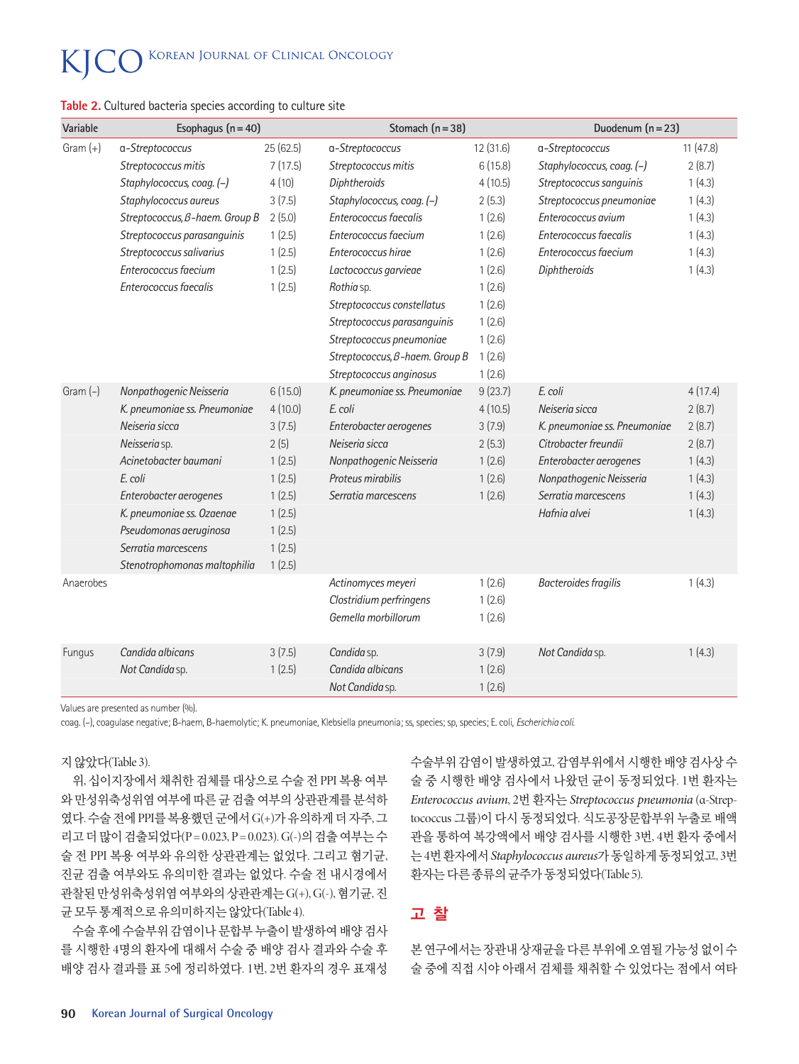Table 2. Cultured bacteria species according to culture site

| Variable | Esophagus (n=40) | | Stomach (n=38) | | Duodenum (n=23) | |
|---|---|---|---|---|---|---|
| Gram (+) | α-*Streptococcus* | 25 (62.5) | α-*Streptococcus* | 12 (31.6) | α-*Streptococcus* | 11 (47.8) |
| | *Streptococcus mitis* | 7 (17.5) | *Streptococcus mitis* | 6 (15.8) | *Staphylococcus, coag. (–)* | 2 (8.7) |
| | *Staphylococcus, coag. (–)* | 4 (10) | *Diphtheroids* | 4 (10.5) | *Streptococcus sanguinis* | 1 (4.3) |
| | *Staphylococcus aureus* | 3 (7.5) | *Staphylococcus, coag. (–)* | 2 (5.3) | *Streptococcus pneumoniae* | 1 (4.3) |
| | *Streptococcus, β-haem. Group B* | 2 (5.0) | *Enterococcus faecalis* | 1 (2.6) | *Enterococcus avium* | 1 (4.3) |
| | *Streptococcus parasanguinis* | 1 (2.5) | *Enterococcus faecium* | 1 (2.6) | *Enterococcus faecalis* | 1 (4.3) |
| | *Streptococcus salivarius* | 1 (2.5) | *Enterococcus hirae* | 1 (2.6) | *Enterococcus faecium* | 1 (4.3) |
| | *Enterococcus faecium* | 1 (2.5) | *Lactococcus garvieae* | 1 (2.6) | *Diphtheroids* | 1 (4.3) |
| | *Enterococcus faecalis* | 1 (2.5) | *Rothia* sp. | 1 (2.6) | | |
| | | | *Streptococcus constellatus* | 1 (2.6) | | |
| | | | *Streptococcus parasanguinis* | 1 (2.6) | | |
| | | | *Streptococcus pneumoniae* | 1 (2.6) | | |
| | | | *Streptococcus, β-haem. Group B* | 1 (2.6) | | |
| | | | *Streptococcus anginosus* | 1 (2.6) | | |
| Gram (–) | *Nonpathogenic Neisseria* | 6 (15.0) | *K. pneumoniae ss. Pneumoniae* | 9 (23.7) | *E. coli* | 4 (17.4) |
| | *K. pneumoniae ss. Pneumoniae* | 4 (10.0) | *E. coli* | 4 (10.5) | *Neiseria sicca* | 2 (8.7) |
| | *Neiseria sicca* | 3 (7.5) | *Enterobacter aerogenes* | 3 (7.9) | *K. pneumoniae ss. Pneumoniae* | 2 (8.7) |
| | *Neisseria* sp. | 2 (5) | *Neiseria sicca* | 2 (5.3) | *Citrobacter freundii* | 2 (8.7) |
| | *Acinetobacter baumani* | 1 (2.5) | *Nonpathogenic Neisseria* | 1 (2.6) | *Enterobacter aerogenes* | 1 (4.3) |
| | *E. coli* | 1 (2.5) | *Proteus mirabilis* | 1 (2.6) | *Nonpathogenic Neisseria* | 1 (4.3) |
| | *Enterobacter aerogenes* | 1 (2.5) | *Serratia marcescens* | 1 (2.6) | *Serratia marcescens* | 1 (4.3) |
| | *K. pneumoniae ss. Ozaenae* | 1 (2.5) | | | *Hafnia alvei* | 1 (4.3) |
| | *Pseudomonas aeruginosa* | 1 (2.5) | | | | |
| | *Serratia marcescens* | 1 (2.5) | | | | |
| | *Stenotrophomonas maltophilia* | 1 (2.5) | | | | |
| Anaerobes | | | *Actinomyces meyeri* | 1 (2.6) | *Bacteroides fragilis* | 1 (4.3) |
| | | | *Clostridium perfringens* | 1 (2.6) | | |
| | | | *Gemella morbillorum* | 1 (2.6) | | |
| Fungus | *Candida albicans* | 3 (7.5) | *Candida* sp. | 3 (7.9) | *Not Candida* sp. | 1 (4.3) |
| | *Not Candida* sp. | 1 (2.5) | *Candida albicans* | 1 (2.6) | | |
| | | | *Not Candida* sp. | 1 (2.6) | | |

Values are presented as number (%).
coag. (–), coagulase negative; β-haem, β-haemolytic; K. pneumoniae, Klebsiella pneumonia; ss, species; sp, species; E. coli, *Escherichia coli*.

지 않았다(Table 3).

위, 십이지장에서 채취한 검체를 대상으로 수술 전 PPI 복용 여부와 만성위축성위염 여부에 따른 균 검출 여부의 상관관계를 분석하였다. 수술 전에 PPI를 복용했던 군에서 G(+)가 유의하게 더 자주, 그리고 더 많이 검출되었다(P=0.023, P=0.023). G(-)의 검출 여부는 수술 전 PPI 복용 여부와 유의한 상관관계는 없었다. 그리고 혐기균, 진균 검출 여부와도 유의미한 결과는 없었다. 수술 전 내시경에서 관찰된 만성위축성위염 여부와의 상관관계는 G(+), G(-), 혐기균, 진균 모두 통계적으로 유의미하지는 않았다(Table 4).

수술 후에 수술부위 감염이나 문합부 누출이 발생하여 배양 검사를 시행한 4명의 환자에 대해서 수술 중 배양 검사 결과와 수술 후 배양 검사 결과를 표 5에 정리하였다. 1번, 2번 환자의 경우 표재성 수술부위 감염이 발생하였고, 감염부위에서 시행한 배양 검사상 수술 중 시행한 배양 검사에서 나왔던 균이 동정되었다. 1번 환자는 *Enterococcus avium*, 2번 환자는 *Streptococcus pneumonia* (α-Streptococcus 그룹)이 다시 동정되었다. 식도공장문합부위 누출로 배액관을 통하여 복강액에서 배양 검사를 시행한 3번, 4번 환자 중에서는 4번 환자에서 *Staphylococcus aureus*가 동일하게 동정되었고, 3번 환자는 다른 종류의 균주가 동정되었다(Table 5).

## 고 찰

본 연구에서는 장관내 상재균을 다른 부위에 오염될 가능성 없이 수술 중에 직접 시야 아래서 검체를 채취할 수 있었다는 점에서 여타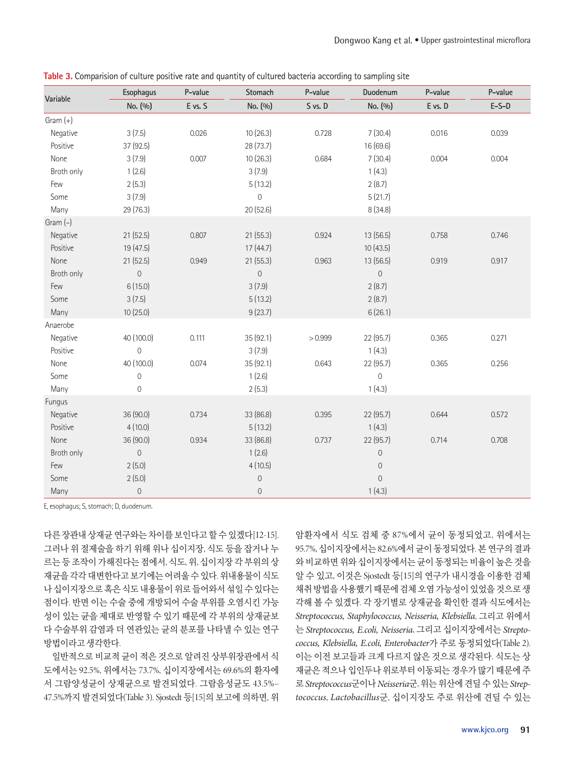Table 3. Comparision of culture positive rate and quantity of cultured bacteria according to sampling site

| Variable | Esophagus | P-value | Stomach | P-value | Duodenum | P-value | P-value |
|---|---|---|---|---|---|---|---|
| | No. (%) | E vs. S | No. (%) | S vs. D | No. (%) | E vs. D | E-S-D |
| Gram (+) | | | | | | | |
| Negative | 3 (7.5) | 0.026 | 10 (26.3) | 0.728 | 7 (30.4) | 0.016 | 0.039 |
| Positive | 37 (92.5) | | 28 (73.7) | | 16 (69.6) | | |
| None | 3 (7.9) | 0.007 | 10 (26.3) | 0.684 | 7 (30.4) | 0.004 | 0.004 |
| Broth only | 1 (2.6) | | 3 (7.9) | | 1 (4.3) | | |
| Few | 2 (5.3) | | 5 (13.2) | | 2 (8.7) | | |
| Some | 3 (7.9) | | 0 | | 5 (21.7) | | |
| Many | 29 (76.3) | | 20 (52.6) | | 8 (34.8) | | |
| Gram (-) | | | | | | | |
| Negative | 21 (52.5) | 0.807 | 21 (55.3) | 0.924 | 13 (56.5) | 0.758 | 0.746 |
| Positive | 19 (47.5) | | 17 (44.7) | | 10 (43.5) | | |
| None | 21 (52.5) | 0.949 | 21 (55.3) | 0.963 | 13 (56.5) | 0.919 | 0.917 |
| Broth only | 0 | | 0 | | 0 | | |
| Few | 6 (15.0) | | 3 (7.9) | | 2 (8.7) | | |
| Some | 3 (7.5) | | 5 (13.2) | | 2 (8.7) | | |
| Many | 10 (25.0) | | 9 (23.7) | | 6 (26.1) | | |
| Anaerobe | | | | | | | |
| Negative | 40 (100.0) | 0.111 | 35 (92.1) | > 0.999 | 22 (95.7) | 0.365 | 0.271 |
| Positive | 0 | | 3 (7.9) | | 1 (4.3) | | |
| None | 40 (100.0) | 0.074 | 35 (92.1) | 0.643 | 22 (95.7) | 0.365 | 0.256 |
| Some | 0 | | 1 (2.6) | | 0 | | |
| Many | 0 | | 2 (5.3) | | 1 (4.3) | | |
| Fungus | | | | | | | |
| Negative | 36 (90.0) | 0.734 | 33 (86.8) | 0.395 | 22 (95.7) | 0.644 | 0.572 |
| Positive | 4 (10.0) | | 5 (13.2) | | 1 (4.3) | | |
| None | 36 (90.0) | 0.934 | 33 (86.8) | 0.737 | 22 (95.7) | 0.714 | 0.708 |
| Broth only | 0 | | 1 (2.6) | | 0 | | |
| Few | 2 (5.0) | | 4 (10.5) | | 0 | | |
| Some | 2 (5.0) | | 0 | | 0 | | |
| Many | 0 | | 0 | | 1 (4.3) | | |

E, esophagus; S, stomach; D, duodenum.

다른 장관내 상재균 연구와는 차이를 보인다고 할 수 있겠다[12-15]. 그러나 위 절제술을 하기 위해 위나 십이지장, 식도 등을 잡거나 누르는 등 조작이 가해진다는 점에서, 식도, 위, 십이지장 각 부위의 상재균을 각각 대변한다고 보기에는 어려울 수 있다. 위내용물이 식도나 십이지장으로 혹은 식도 내용물이 위로 들어와서 섞일 수 있다는 점이다. 반면 이는 수술 중에 개방되어 수술 부위를 오염시킨 가능성이 있는 균을 제대로 반영할 수 있기 때문에 각 부위의 상재균보다 수술부위 감염과 더 연관있는 균의 분포를 나타낼 수 있는 연구 방법이라고 생각한다.

일반적으로 비교적 균이 적은 것으로 알려진 상부위장관에서 식도에서는 92.5%, 위에서는 73.7%, 십이지장에서는 69.6%의 환자에서 그람양성균이 상재균으로 발견되었다. 그람음성균도 43.5%–47.5%까지 발견되었다(Table 3). Sjostedt 등[15]의 보고에 의하면, 위암환자에서 식도 검체 중 87%에서 균이 동정되었고, 위에서는 95.7%, 십이지장에서는 82.6%에서 균이 동정되었다. 본 연구의 결과와 비교하면 위와 십이지장에서는 균이 동정되는 비율이 높은 것을 알 수 있고, 이것은 Sjostedt 등[15]의 연구가 내시경을 이용한 검체 채취 방법을 사용했기 때문에 검체 오염 가능성이 있었을 것으로 생각해 볼 수 있겠다. 각 장기별로 상재균을 확인한 결과 식도에서는 *Streptococcus, Staphylococcus, Neisseria, Klebsiella*, 그리고 위에서는 *Streptococcus, E.coli, Neisseria*, 그리고 십이지장에서는 *Streptococcus, Klebsiella, E.coli, Enterobacter*가 주로 동정되었다(Table 2). 이는 이전 보고들과 크게 다르지 않은 것으로 생각된다. 식도는 상재균은 적으나 입인두나 위로부터 이동되는 경우가 많기 때문에 주로 *Streptococcus*균이나 *Neisseria*균, 위는 위산에 견딜 수 있는 *Streptococcus*, *Lactobacillus*균, 십이지장도 주로 위산에 견딜 수 있는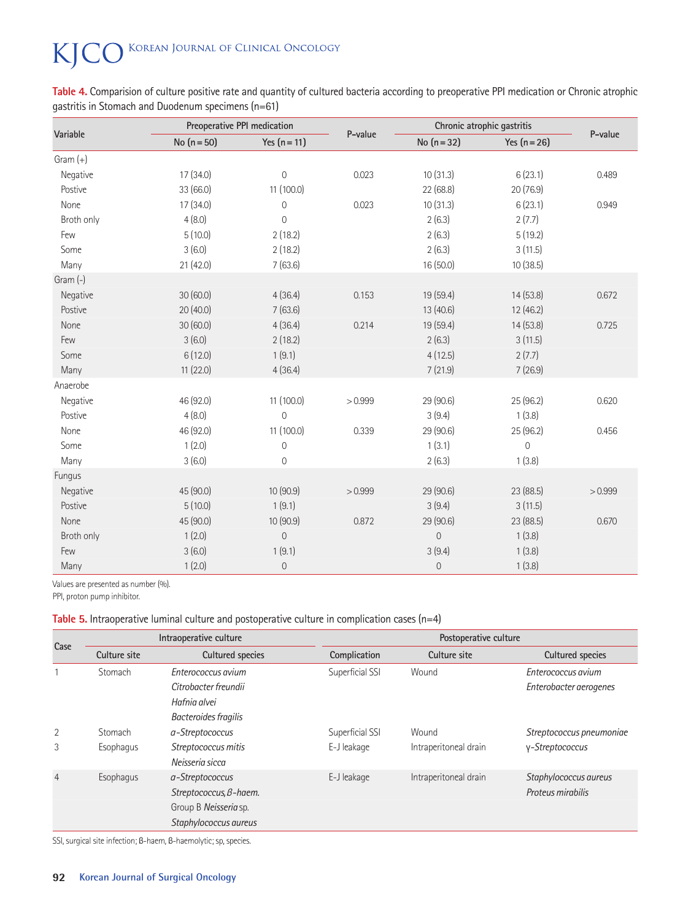**Table 4.** Comparision of culture positive rate and quantity of cultured bacteria according to preoperative PPI medication or Chronic atrophic gastritis in Stomach and Duodenum specimens (n=61)

| Variable | Preoperative PPI medication | | P-value | Chronic atrophic gastritis | | P-value |
|---|---|---|---|---|---|---|
| | No (n=50) | Yes (n=11) | | No (n=32) | Yes (n=26) | |
| Gram (+) | | | | | | |
| Negative | 17 (34.0) | 0 | 0.023 | 10 (31.3) | 6 (23.1) | 0.489 |
| Postive | 33 (66.0) | 11 (100.0) | | 22 (68.8) | 20 (76.9) | |
| None | 17 (34.0) | 0 | 0.023 | 10 (31.3) | 6 (23.1) | 0.949 |
| Broth only | 4 (8.0) | 0 | | 2 (6.3) | 2 (7.7) | |
| Few | 5 (10.0) | 2 (18.2) | | 2 (6.3) | 5 (19.2) | |
| Some | 3 (6.0) | 2 (18.2) | | 2 (6.3) | 3 (11.5) | |
| Many | 21 (42.0) | 7 (63.6) | | 16 (50.0) | 10 (38.5) | |
| Gram (-) | | | | | | |
| Negative | 30 (60.0) | 4 (36.4) | 0.153 | 19 (59.4) | 14 (53.8) | 0.672 |
| Postive | 20 (40.0) | 7 (63.6) | | 13 (40.6) | 12 (46.2) | |
| None | 30 (60.0) | 4 (36.4) | 0.214 | 19 (59.4) | 14 (53.8) | 0.725 |
| Few | 3 (6.0) | 2 (18.2) | | 2 (6.3) | 3 (11.5) | |
| Some | 6 (12.0) | 1 (9.1) | | 4 (12.5) | 2 (7.7) | |
| Many | 11 (22.0) | 4 (36.4) | | 7 (21.9) | 7 (26.9) | |
| Anaerobe | | | | | | |
| Negative | 46 (92.0) | 11 (100.0) | >0.999 | 29 (90.6) | 25 (96.2) | 0.620 |
| Postive | 4 (8.0) | 0 | | 3 (9.4) | 1 (3.8) | |
| None | 46 (92.0) | 11 (100.0) | 0.339 | 29 (90.6) | 25 (96.2) | 0.456 |
| Some | 1 (2.0) | 0 | | 1 (3.1) | 0 | |
| Many | 3 (6.0) | 0 | | 2 (6.3) | 1 (3.8) | |
| Fungus | | | | | | |
| Negative | 45 (90.0) | 10 (90.9) | >0.999 | 29 (90.6) | 23 (88.5) | >0.999 |
| Postive | 5 (10.0) | 1 (9.1) | | 3 (9.4) | 3 (11.5) | |
| None | 45 (90.0) | 10 (90.9) | 0.872 | 29 (90.6) | 23 (88.5) | 0.670 |
| Broth only | 1 (2.0) | 0 | | 0 | 1 (3.8) | |
| Few | 3 (6.0) | 1 (9.1) | | 3 (9.4) | 1 (3.8) | |
| Many | 1 (2.0) | 0 | | 0 | 1 (3.8) | |

Values are presented as number (%).
PPI, proton pump inhibitor.

**Table 5.** Intraoperative luminal culture and postoperative culture in complication cases (n=4)

| Case | Intraoperative culture | | Postoperative culture | | |
|---|---|---|---|---|---|
| | Culture site | Cultured species | Complication | Culture site | Cultured species |
| 1 | Stomach | *Enterococcus avium*<br>*Citrobacter freundii*<br>*Hafnia alvei*<br>*Bacteroides fragilis* | Superficial SSI | Wound | *Enterococcus avium*<br>*Enterobacter aerogenes* |
| 2 | Stomach | *α-Streptococcus* | Superficial SSI | Wound | *Streptococcus pneumoniae* |
| 3 | Esophagus | *Streptococcus mitis*<br>*Neisseria sicca* | E-J leakage | Intraperitoneal drain | *γ-Streptococcus* |
| 4 | Esophagus | *α-Streptococcus*<br>*Streptococcus, β-haem.*<br>Group B *Neisseria* sp.<br>*Staphylococcus aureus* | E-J leakage | Intraperitoneal drain | *Staphylococcus aureus*<br>*Proteus mirabilis* |

SSI, surgical site infection; β-haem, β-haemolytic; sp, species.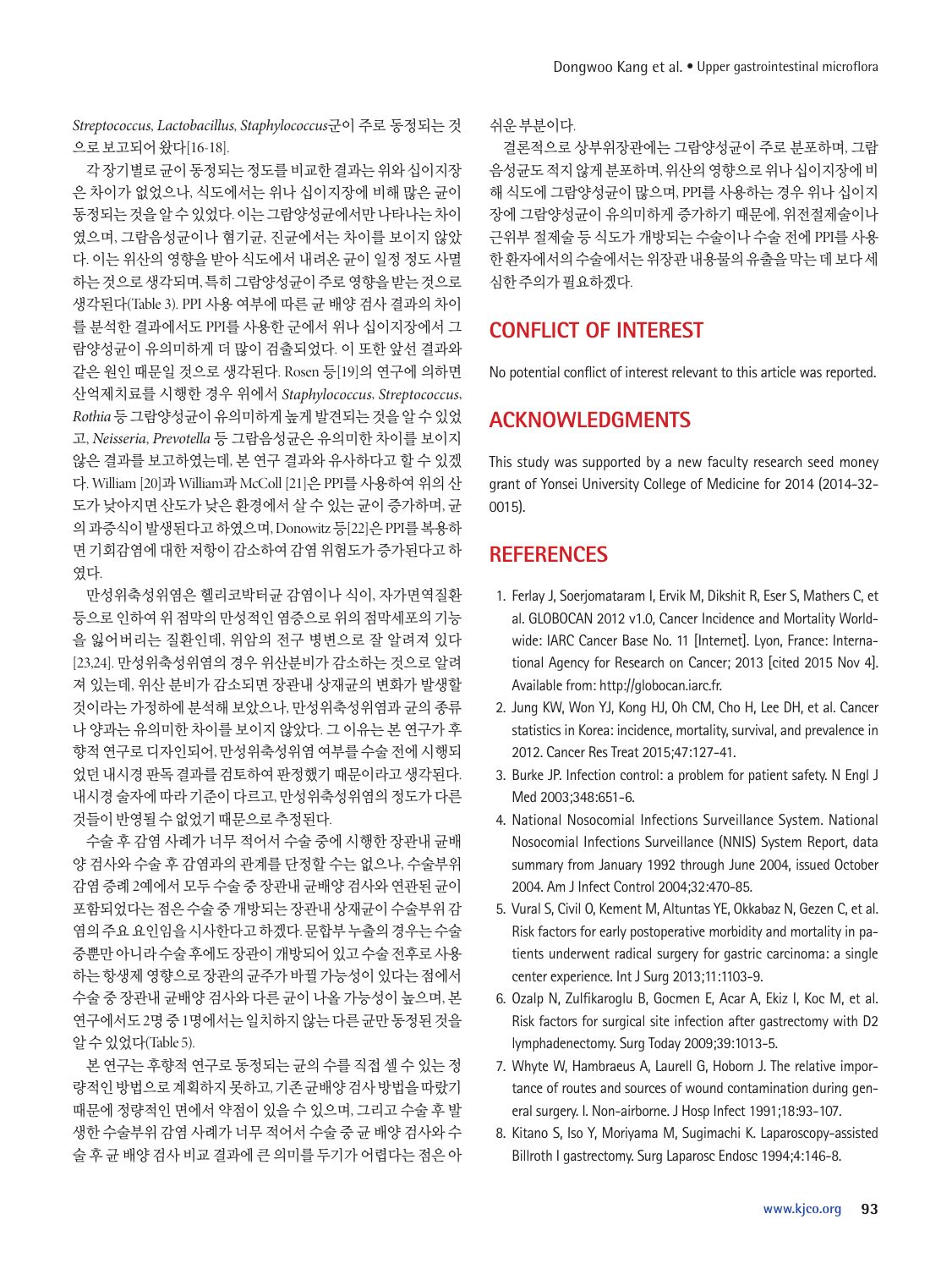*Streptococcus*, *Lactobacillus*, *Staphylococcus*균이 주로 동정되는 것으로 보고되어 왔다[16-18].

각 장기별로 균이 동정되는 정도를 비교한 결과는 위와 십이지장은 차이가 없었으나, 식도에서는 위나 십이지장에 비해 많은 균이 동정되는 것을 알 수 있었다. 이는 그람양성균에서만 나타나는 차이였으며, 그람음성균이나 혐기균, 진균에서는 차이를 보이지 않았다. 이는 위산의 영향을 받아 식도에서 내려온 균이 일정 정도 사멸하는 것으로 생각되며, 특히 그람양성균이 주로 영향을 받는 것으로 생각된다(Table 3). PPI 사용 여부에 따른 균 배양 검사 결과의 차이를 분석한 결과에서도 PPI를 사용한 군에서 위나 십이지장에서 그람양성균이 유의미하게 더 많이 검출되었다. 이 또한 앞선 결과와 같은 원인 때문일 것으로 생각된다. Rosen 등[19]의 연구에 의하면 산억제치료를 시행한 경우 위에서 *Staphylococcus*, *Streptococcus*, *Rothia* 등 그람양성균이 유의미하게 높게 발견되는 것을 알 수 있었고, *Neisseria*, *Prevotella* 등 그람음성균은 유의미한 차이를 보이지 않은 결과를 보고하였는데, 본 연구 결과와 유사하다고 할 수 있겠다. William [20]과 William과 McColl [21]은 PPI를 사용하여 위의 산도가 낮아지면 산도가 낮은 환경에서 살 수 있는 균이 증가하며, 균의 과증식이 발생된다고 하였으며, Donowitz 등[22]은 PPI를 복용하면 기회감염에 대한 저항이 감소하여 감염 위험도가 증가된다고 하였다.

만성위축성위염은 헬리코박터균 감염이나 식이, 자가면역질환 등으로 인하여 위 점막의 만성적인 염증으로 위의 점막세포의 기능을 잃어버리는 질환인데, 위암의 전구 병변으로 잘 알려져 있다[23,24]. 만성위축성위염의 경우 위산분비가 감소하는 것으로 알려져 있는데, 위산 분비가 감소되면 장관내 상재균의 변화가 발생할 것이라는 가정하에 분석해 보았으나, 만성위축성위염과 균의 종류나 양과는 유의미한 차이를 보이지 않았다. 그 이유는 본 연구가 후향적 연구로 디자인되어, 만성위축성위염 여부를 수술 전에 시행되었던 내시경 판독 결과를 검토하여 판정했기 때문이라고 생각된다. 내시경 술자에 따라 기준이 다르고, 만성위축성위염의 정도가 다른 것들이 반영될 수 없었기 때문으로 추정된다.

수술 후 감염 사례가 너무 적어서 수술 중에 시행한 장관내 균배양 검사와 수술 후 감염과의 관계를 단정할 수는 없으나, 수술부위 감염 증례 2예에서 모두 수술 중 장관내 균배양 검사와 연관된 균이 포함되었다는 점은 수술 중 개방되는 장관내 상재균이 수술부위 감염의 주요 요인임을 시사한다고 하겠다. 문합부 누출의 경우는 수술 중뿐만 아니라 수술 후에도 장관이 개방되어 있고 수술 전후로 사용하는 항생제 영향으로 장관의 균주가 바뀔 가능성이 있다는 점에서 수술 중 장관내 균배양 검사와 다른 균이 나올 가능성이 높으며, 본 연구에서도 2명 중 1명에서는 일치하지 않는 다른 균만 동정된 것을 알 수 있었다(Table 5).

본 연구는 후향적 연구로 동정되는 균의 수를 직접 셀 수 있는 정량적인 방법으로 계획하지 못하고, 기존 균배양 검사 방법을 따랐기 때문에 정량적인 면에서 약점이 있을 수 있으며, 그리고 수술 후 발생한 수술부위 감염 사례가 너무 적어서 수술 중 균 배양 검사와 수술 후 균 배양 검사 비교 결과에 큰 의미를 두기가 어렵다는 점은 아쉬운 부분이다.

결론적으로 상부위장관에는 그람양성균이 주로 분포하며, 그람음성균도 적지 않게 분포하며, 위산의 영향으로 위나 십이지장에 비해 식도에 그람양성균이 많으며, PPI를 사용하는 경우 위나 십이지장에 그람양성균이 유의미하게 증가하기 때문에, 위전절제술이나 근위부 절제술 등 식도가 개방되는 수술이나 수술 전에 PPI를 사용한 환자에서의 수술에서는 위장관 내용물의 유출을 막는 데 보다 세심한 주의가 필요하겠다.

## CONFLICT OF INTEREST

No potential conflict of interest relevant to this article was reported.

## ACKNOWLEDGMENTS

This study was supported by a new faculty research seed money grant of Yonsei University College of Medicine for 2014 (2014-32-0015).

## REFERENCES

1. Ferlay J, Soerjomataram I, Ervik M, Dikshit R, Eser S, Mathers C, et al. GLOBOCAN 2012 v1.0, Cancer Incidence and Mortality Worldwide: IARC Cancer Base No. 11 [Internet]. Lyon, France: International Agency for Research on Cancer; 2013 [cited 2015 Nov 4]. Available from: http://globocan.iarc.fr.
2. Jung KW, Won YJ, Kong HJ, Oh CM, Cho H, Lee DH, et al. Cancer statistics in Korea: incidence, mortality, survival, and prevalence in 2012. Cancer Res Treat 2015;47:127-41.
3. Burke JP. Infection control: a problem for patient safety. N Engl J Med 2003;348:651-6.
4. National Nosocomial Infections Surveillance System. National Nosocomial Infections Surveillance (NNIS) System Report, data summary from January 1992 through June 2004, issued October 2004. Am J Infect Control 2004;32:470-85.
5. Vural S, Civil O, Kement M, Altuntas YE, Okkabaz N, Gezen C, et al. Risk factors for early postoperative morbidity and mortality in patients underwent radical surgery for gastric carcinoma: a single center experience. Int J Surg 2013;11:1103-9.
6. Ozalp N, Zulfikaroglu B, Gocmen E, Acar A, Ekiz I, Koc M, et al. Risk factors for surgical site infection after gastrectomy with D2 lymphadenectomy. Surg Today 2009;39:1013-5.
7. Whyte W, Hambraeus A, Laurell G, Hoborn J. The relative importance of routes and sources of wound contamination during general surgery. I. Non-airborne. J Hosp Infect 1991;18:93-107.
8. Kitano S, Iso Y, Moriyama M, Sugimachi K. Laparoscopy-assisted Billroth I gastrectomy. Surg Laparosc Endosc 1994;4:146-8.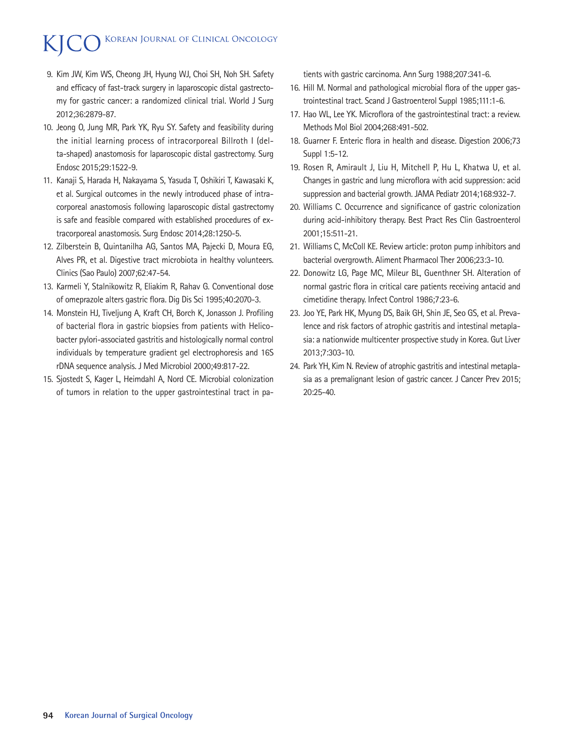9. Kim JW, Kim WS, Cheong JH, Hyung WJ, Choi SH, Noh SH. Safety and efficacy of fast-track surgery in laparoscopic distal gastrectomy for gastric cancer: a randomized clinical trial. World J Surg 2012;36:2879-87.
10. Jeong O, Jung MR, Park YK, Ryu SY. Safety and feasibility during the initial learning process of intracorporeal Billroth I (delta-shaped) anastomosis for laparoscopic distal gastrectomy. Surg Endosc 2015;29:1522-9.
11. Kanaji S, Harada H, Nakayama S, Yasuda T, Oshikiri T, Kawasaki K, et al. Surgical outcomes in the newly introduced phase of intracorporeal anastomosis following laparoscopic distal gastrectomy is safe and feasible compared with established procedures of extracorporeal anastomosis. Surg Endosc 2014;28:1250-5.
12. Zilberstein B, Quintanilha AG, Santos MA, Pajecki D, Moura EG, Alves PR, et al. Digestive tract microbiota in healthy volunteers. Clinics (Sao Paulo) 2007;62:47-54.
13. Karmeli Y, Stalnikowitz R, Eliakim R, Rahav G. Conventional dose of omeprazole alters gastric flora. Dig Dis Sci 1995;40:2070-3.
14. Monstein HJ, Tiveljung A, Kraft CH, Borch K, Jonasson J. Profiling of bacterial flora in gastric biopsies from patients with Helicobacter pylori-associated gastritis and histologically normal control individuals by temperature gradient gel electrophoresis and 16S rDNA sequence analysis. J Med Microbiol 2000;49:817-22.
15. Sjostedt S, Kager L, Heimdahl A, Nord CE. Microbial colonization of tumors in relation to the upper gastrointestinal tract in patients with gastric carcinoma. Ann Surg 1988;207:341-6.
16. Hill M. Normal and pathological microbial flora of the upper gastrointestinal tract. Scand J Gastroenterol Suppl 1985;111:1-6.
17. Hao WL, Lee YK. Microflora of the gastrointestinal tract: a review. Methods Mol Biol 2004;268:491-502.
18. Guarner F. Enteric flora in health and disease. Digestion 2006;73 Suppl 1:5-12.
19. Rosen R, Amirault J, Liu H, Mitchell P, Hu L, Khatwa U, et al. Changes in gastric and lung microflora with acid suppression: acid suppression and bacterial growth. JAMA Pediatr 2014;168:932-7.
20. Williams C. Occurrence and significance of gastric colonization during acid-inhibitory therapy. Best Pract Res Clin Gastroenterol 2001;15:511-21.
21. Williams C, McColl KE. Review article: proton pump inhibitors and bacterial overgrowth. Aliment Pharmacol Ther 2006;23:3-10.
22. Donowitz LG, Page MC, Mileur BL, Guenthner SH. Alteration of normal gastric flora in critical care patients receiving antacid and cimetidine therapy. Infect Control 1986;7:23-6.
23. Joo YE, Park HK, Myung DS, Baik GH, Shin JE, Seo GS, et al. Prevalence and risk factors of atrophic gastritis and intestinal metaplasia: a nationwide multicenter prospective study in Korea. Gut Liver 2013;7:303-10.
24. Park YH, Kim N. Review of atrophic gastritis and intestinal metaplasia as a premalignant lesion of gastric cancer. J Cancer Prev 2015;20:25-40.